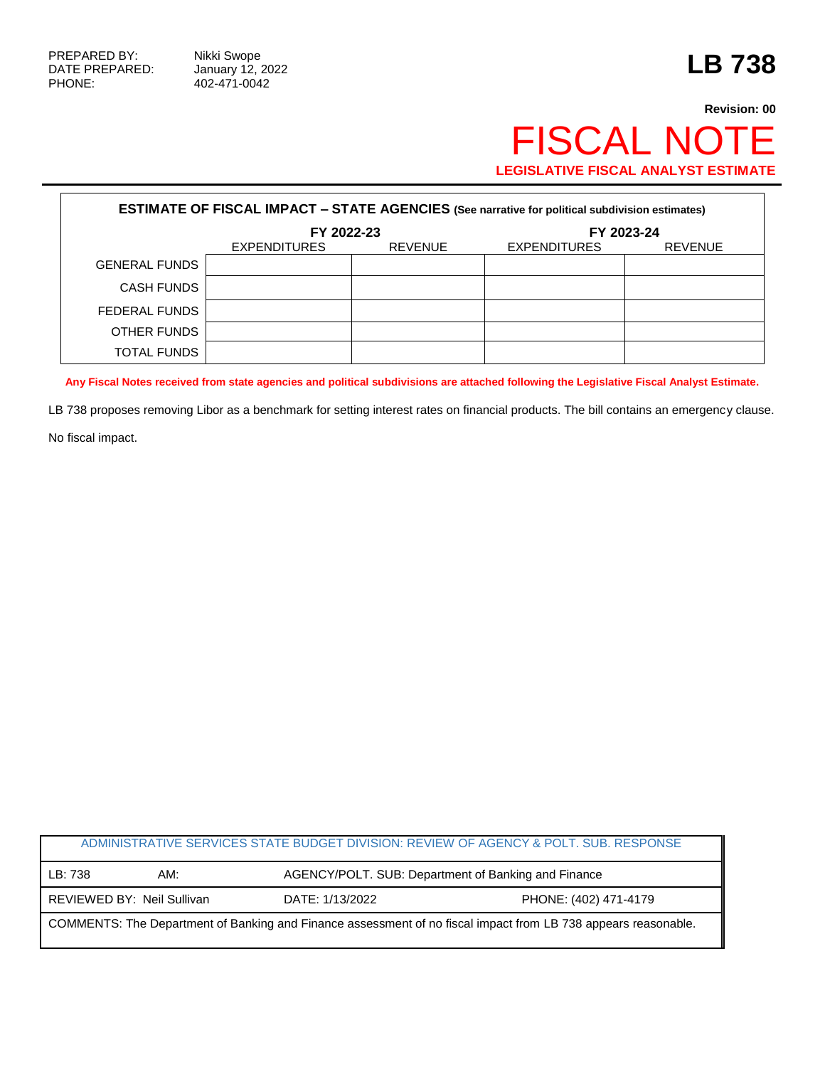PREPARED BY: Nikki Swope
DATE PREPARED: January 12, 2022
PHONE: 402-471-0042

# LB 738

**Revision: 00**

# FISCAL NOTE

**LEGISLATIVE FISCAL ANALYST ESTIMATE**

| **ESTIMATE OF FISCAL IMPACT – STATE AGENCIES** (See narrative for political subdivision estimates) | | | | |
|---|---|---|---|---|
| | **FY 2022-23** | | **FY 2023-24** | |
| | EXPENDITURES | REVENUE | EXPENDITURES | REVENUE |
| GENERAL FUNDS | | | | |
| CASH FUNDS | | | | |
| FEDERAL FUNDS | | | | |
| OTHER FUNDS | | | | |
| TOTAL FUNDS | | | | |

**Any Fiscal Notes received from state agencies and political subdivisions are attached following the Legislative Fiscal Analyst Estimate.**

LB 738 proposes removing Libor as a benchmark for setting interest rates on financial products. The bill contains an emergency clause.

No fiscal impact.

| ADMINISTRATIVE SERVICES STATE BUDGET DIVISION: REVIEW OF AGENCY & POLT. SUB. RESPONSE | | | |
|---|---|---|---|
| LB: 738 | AM: | AGENCY/POLT. SUB: Department of Banking and Finance | |
| REVIEWED BY: Neil Sullivan | | DATE: 1/13/2022 | PHONE: (402) 471-4179 |
| COMMENTS: The Department of Banking and Finance assessment of no fiscal impact from LB 738 appears reasonable. | | | |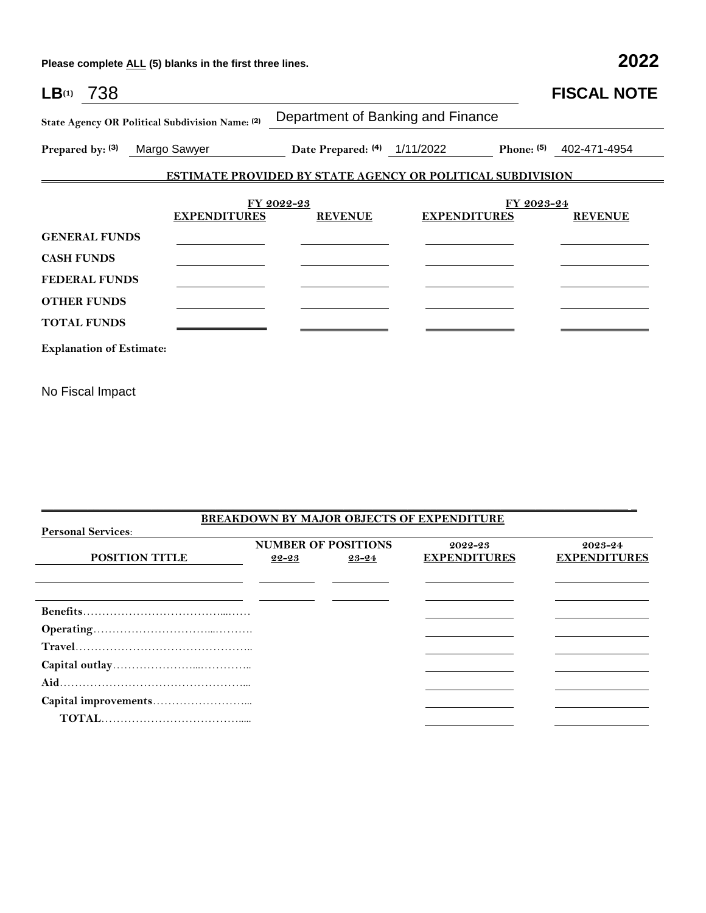Please complete ALL (5) blanks in the first three lines. **2022**

**LB(1)** 738 **FISCAL NOTE**

**State Agency OR Political Subdivision Name: (2)** Department of Banking and Finance

**Prepared by: (3)** Margo Sawyer **Date Prepared: (4)** 1/11/2022 **Phone: (5)** 402-471-4954

## ESTIMATE PROVIDED BY STATE AGENCY OR POLITICAL SUBDIVISION

| | FY 2022-23 | | FY 2023-24 | |
|---|---|---|---|---|
| | **EXPENDITURES** | **REVENUE** | **EXPENDITURES** | **REVENUE** |
| **GENERAL FUNDS** | | | | |
| **CASH FUNDS** | | | | |
| **FEDERAL FUNDS** | | | | |
| **OTHER FUNDS** | | | | |
| **TOTAL FUNDS** | | | | |

**Explanation of Estimate:**

No Fiscal Impact

## BREAKDOWN BY MAJOR OBJECTS OF EXPENDITURE

**Personal Services:**

| POSITION TITLE | NUMBER OF POSITIONS 22-23 | 23-24 | 2022-23 EXPENDITURES | 2023-24 EXPENDITURES |
|---|---|---|---|---|
| | | | | |
| | | | | |
| **Benefits** | | | | |
| **Operating** | | | | |
| **Travel** | | | | |
| **Capital outlay** | | | | |
| **Aid** | | | | |
| **Capital improvements** | | | | |
| **TOTAL** | | | | |